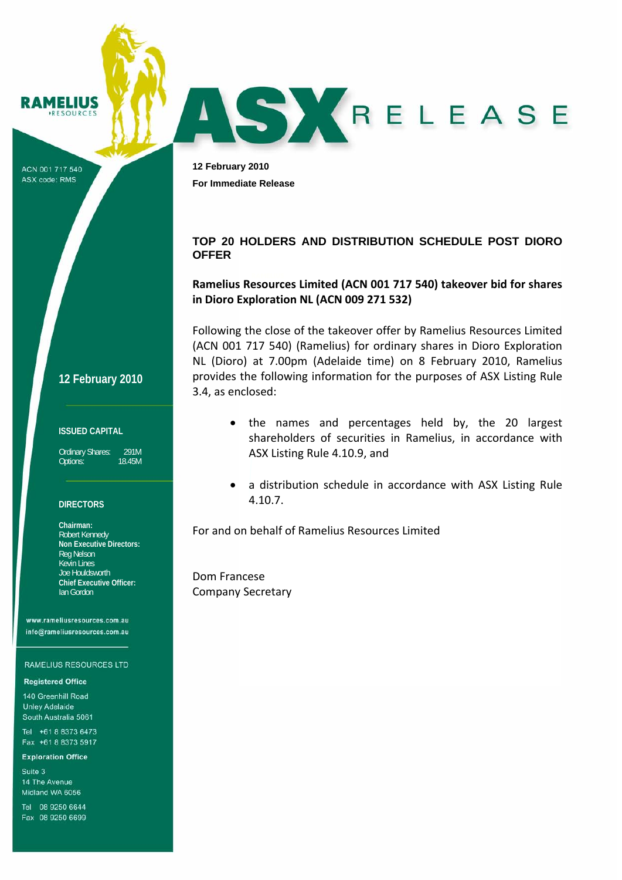RAMELIUS RESOURCES

ACN 001 717 540
ASX code: RMS

# ASX RELEASE

**12 February 2010**

**For Immediate Release**

## TOP 20 HOLDERS AND DISTRIBUTION SCHEDULE POST DIORO OFFER

**Ramelius Resources Limited (ACN 001 717 540) takeover bid for shares in Dioro Exploration NL (ACN 009 271 532)**

Following the close of the takeover offer by Ramelius Resources Limited (ACN 001 717 540) (Ramelius) for ordinary shares in Dioro Exploration NL (Dioro) at 7.00pm (Adelaide time) on 8 February 2010, Ramelius provides the following information for the purposes of ASX Listing Rule 3.4, as enclosed:

- the names and percentages held by, the 20 largest shareholders of securities in Ramelius, in accordance with ASX Listing Rule 4.10.9, and
- a distribution schedule in accordance with ASX Listing Rule 4.10.7.

For and on behalf of Ramelius Resources Limited

Dom Francese
Company Secretary

---

**12 February 2010**

**ISSUED CAPITAL**

Ordinary Shares: 291M
Options: 18.45M

**DIRECTORS**

**Chairman:**
Robert Kennedy
**Non Executive Directors:**
Reg Nelson
Kevin Lines
Joe Houldsworth
**Chief Executive Officer:**
Ian Gordon

www.rameliusresources.com.au
info@rameliusresources.com.au

RAMELIUS RESOURCES LTD

**Registered Office**
140 Greenhill Road
Unley Adelaide
South Australia 5061
Tel +61 8 8373 6473
Fax +61 8 8373 5917

**Exploration Office**
Suite 3
14 The Avenue
Midland WA 6056
Tel 08 9250 6644
Fax 08 9250 6699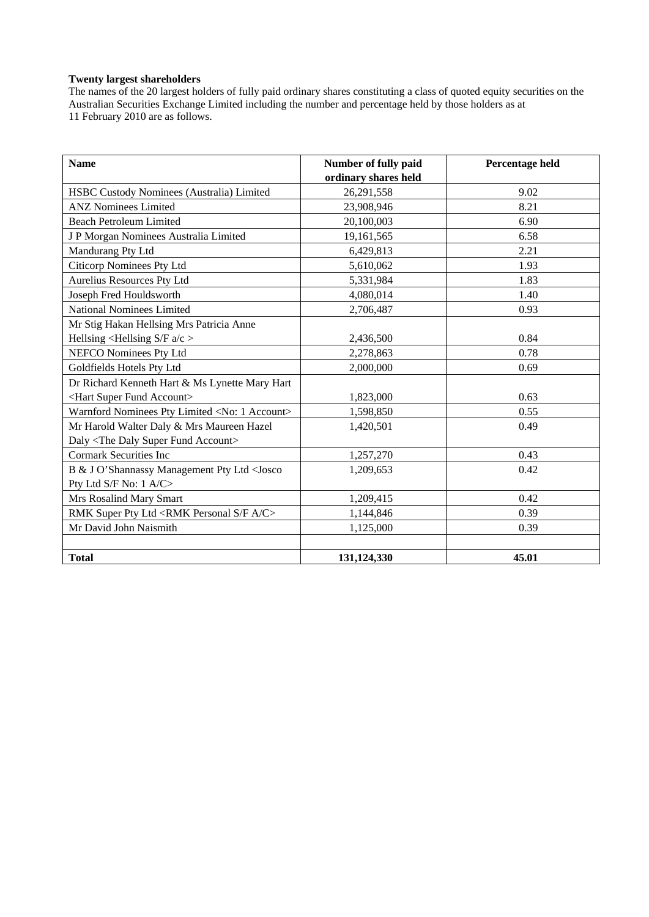**Twenty largest shareholders**

The names of the 20 largest holders of fully paid ordinary shares constituting a class of quoted equity securities on the Australian Securities Exchange Limited including the number and percentage held by those holders as at 11 February 2010 are as follows.

| Name | Number of fully paid ordinary shares held | Percentage held |
|---|---|---|
| HSBC Custody Nominees (Australia) Limited | 26,291,558 | 9.02 |
| ANZ Nominees Limited | 23,908,946 | 8.21 |
| Beach Petroleum Limited | 20,100,003 | 6.90 |
| J P Morgan Nominees Australia Limited | 19,161,565 | 6.58 |
| Mandurang Pty Ltd | 6,429,813 | 2.21 |
| Citicorp Nominees Pty Ltd | 5,610,062 | 1.93 |
| Aurelius Resources Pty Ltd | 5,331,984 | 1.83 |
| Joseph Fred Houldsworth | 4,080,014 | 1.40 |
| National Nominees Limited | 2,706,487 | 0.93 |
| Mr Stig Hakan Hellsing Mrs Patricia Anne Hellsing <Hellsing S/F a/c > | 2,436,500 | 0.84 |
| NEFCO Nominees Pty Ltd | 2,278,863 | 0.78 |
| Goldfields Hotels Pty Ltd | 2,000,000 | 0.69 |
| Dr Richard Kenneth Hart & Ms Lynette Mary Hart <Hart Super Fund Account> | 1,823,000 | 0.63 |
| Warnford Nominees Pty Limited <No: 1 Account> | 1,598,850 | 0.55 |
| Mr Harold Walter Daly & Mrs Maureen Hazel Daly <The Daly Super Fund Account> | 1,420,501 | 0.49 |
| Cormark Securities Inc | 1,257,270 | 0.43 |
| B & J O'Shannassy Management Pty Ltd <Josco Pty Ltd S/F No: 1 A/C> | 1,209,653 | 0.42 |
| Mrs Rosalind Mary Smart | 1,209,415 | 0.42 |
| RMK Super Pty Ltd <RMK Personal S/F A/C> | 1,144,846 | 0.39 |
| Mr David John Naismith | 1,125,000 | 0.39 |
| | | |
| **Total** | **131,124,330** | **45.01** |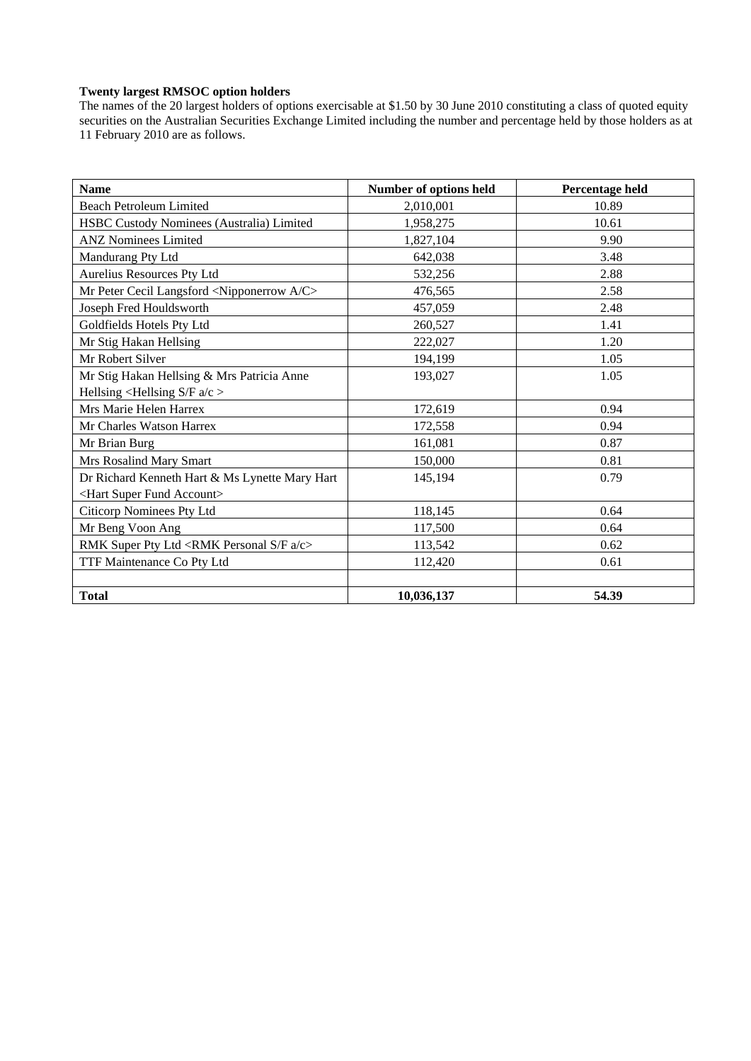**Twenty largest RMSOC option holders**

The names of the 20 largest holders of options exercisable at $1.50 by 30 June 2010 constituting a class of quoted equity securities on the Australian Securities Exchange Limited including the number and percentage held by those holders as at 11 February 2010 are as follows.

| Name | Number of options held | Percentage held |
|---|---|---|
| Beach Petroleum Limited | 2,010,001 | 10.89 |
| HSBC Custody Nominees (Australia) Limited | 1,958,275 | 10.61 |
| ANZ Nominees Limited | 1,827,104 | 9.90 |
| Mandurang Pty Ltd | 642,038 | 3.48 |
| Aurelius Resources Pty Ltd | 532,256 | 2.88 |
| Mr Peter Cecil Langsford <Nipponerrow A/C> | 476,565 | 2.58 |
| Joseph Fred Houldsworth | 457,059 | 2.48 |
| Goldfields Hotels Pty Ltd | 260,527 | 1.41 |
| Mr Stig Hakan Hellsing | 222,027 | 1.20 |
| Mr Robert Silver | 194,199 | 1.05 |
| Mr Stig Hakan Hellsing & Mrs Patricia Anne Hellsing <Hellsing S/F a/c > | 193,027 | 1.05 |
| Mrs Marie Helen Harrex | 172,619 | 0.94 |
| Mr Charles Watson Harrex | 172,558 | 0.94 |
| Mr Brian Burg | 161,081 | 0.87 |
| Mrs Rosalind Mary Smart | 150,000 | 0.81 |
| Dr Richard Kenneth Hart & Ms Lynette Mary Hart <Hart Super Fund Account> | 145,194 | 0.79 |
| Citicorp Nominees Pty Ltd | 118,145 | 0.64 |
| Mr Beng Voon Ang | 117,500 | 0.64 |
| RMK Super Pty Ltd <RMK Personal S/F a/c> | 113,542 | 0.62 |
| TTF Maintenance Co Pty Ltd | 112,420 | 0.61 |
| | | |
| **Total** | **10,036,137** | **54.39** |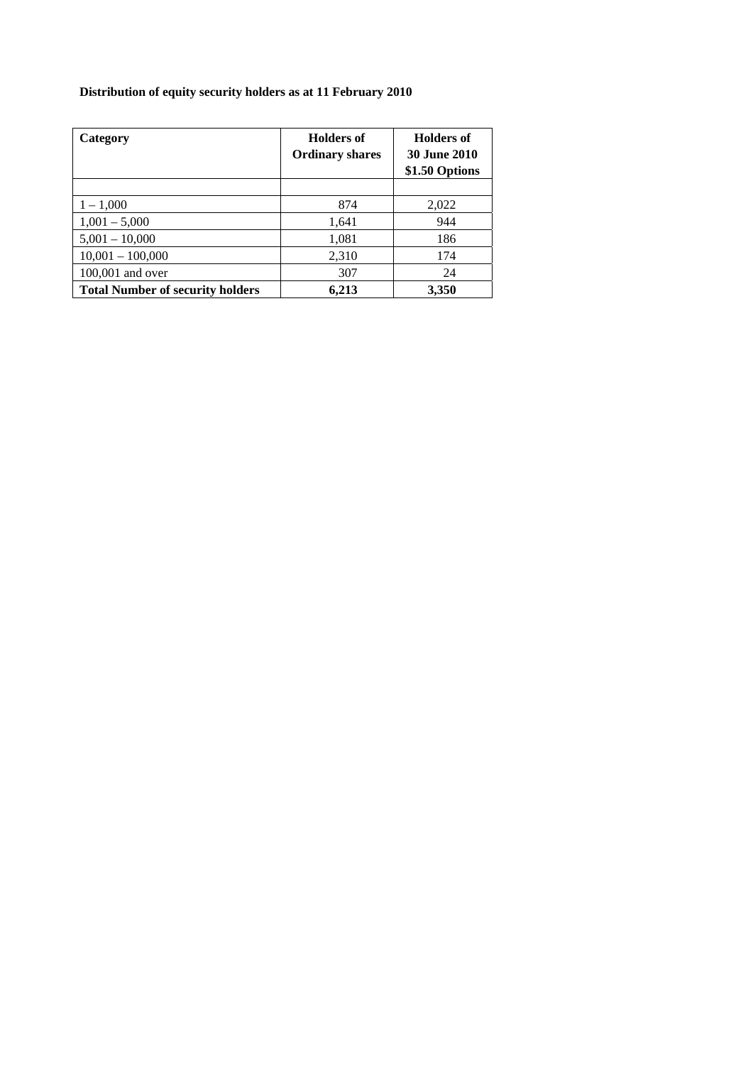**Distribution of equity security holders as at 11 February 2010**

| Category | Holders of Ordinary shares | Holders of 30 June 2010 $1.50 Options |
|---|---|---|
| | | |
| 1 – 1,000 | 874 | 2,022 |
| 1,001 – 5,000 | 1,641 | 944 |
| 5,001 – 10,000 | 1,081 | 186 |
| 10,001 – 100,000 | 2,310 | 174 |
| 100,001 and over | 307 | 24 |
| **Total Number of security holders** | **6,213** | **3,350** |